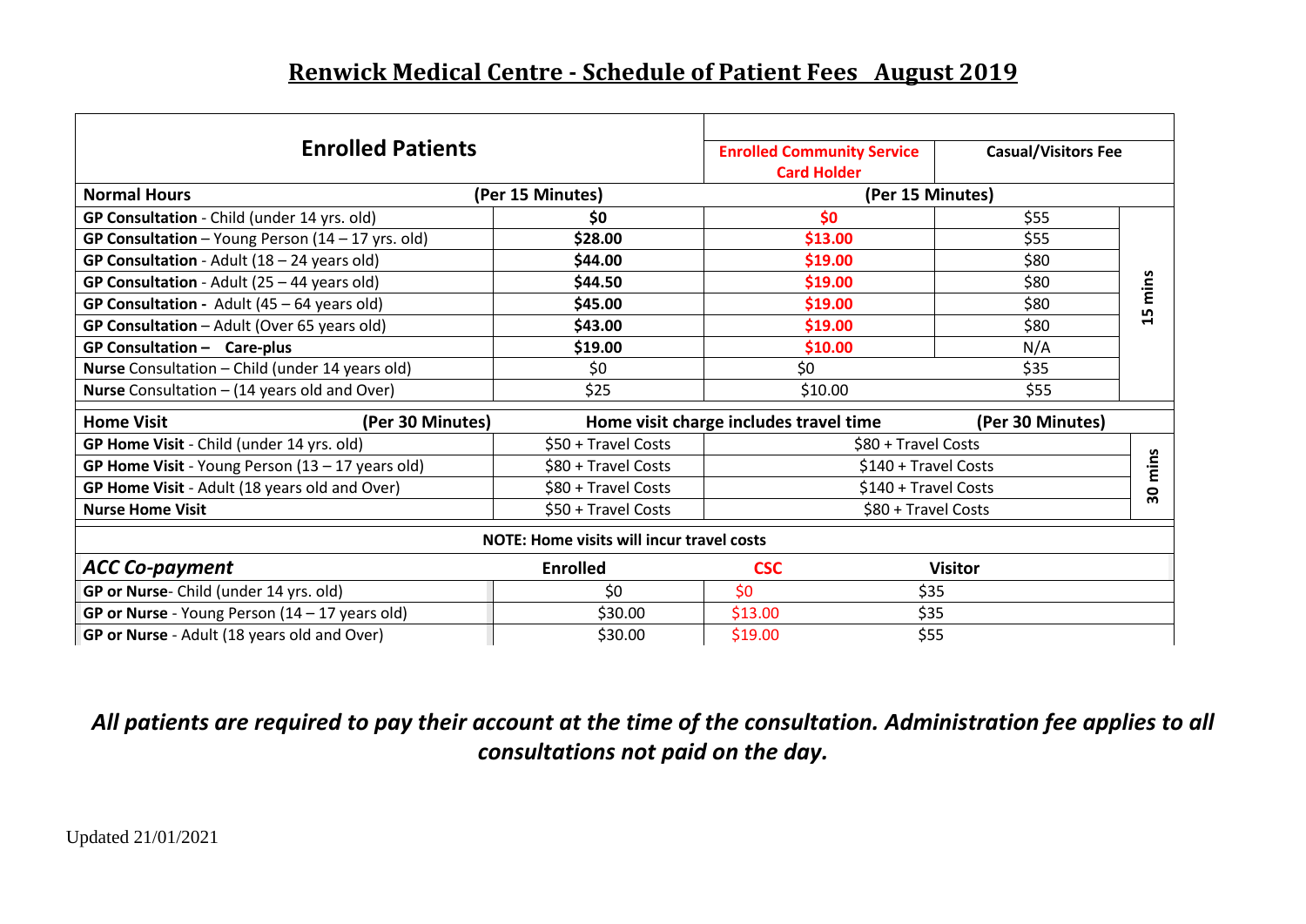## Renwick Medical Centre - Schedule of Patient Fees August 2019

| Enrolled Patients | | Enrolled Community Service Card Holder | Casual/Visitors Fee | |
|---|---|---|---|---|
| **Normal Hours** | **(Per 15 Minutes)** | **(Per 15 Minutes)** | | |
| **GP Consultation** - Child (under 14 yrs. old) | **$0** | **$0** | $55 | 15 mins |
| **GP Consultation** – Young Person (14 – 17 yrs. old) | **$28.00** | **$13.00** | $55 | |
| **GP Consultation** - Adult (18 – 24 years old) | **$44.00** | **$19.00** | $80 | |
| **GP Consultation** - Adult (25 – 44 years old) | **$44.50** | **$19.00** | $80 | |
| **GP Consultation** - Adult (45 – 64 years old) | **$45.00** | **$19.00** | $80 | |
| **GP Consultation** – Adult (Over 65 years old) | **$43.00** | **$19.00** | $80 | |
| **GP Consultation – Care-plus** | **$19.00** | **$10.00** | N/A | |
| **Nurse** Consultation – Child (under 14 years old) | $0 | $0 | $35 | |
| **Nurse** Consultation – (14 years old and Over) | $25 | $10.00 | $55 | |
| **Home Visit (Per 30 Minutes)** | **Home visit charge includes travel time** | | **(Per 30 Minutes)** | |
| **GP Home Visit** - Child (under 14 yrs. old) | $50 + Travel Costs | $80 + Travel Costs | | 30 mins |
| **GP Home Visit** - Young Person (13 – 17 years old) | $80 + Travel Costs | $140 + Travel Costs | | |
| **GP Home Visit** - Adult (18 years old and Over) | $80 + Travel Costs | $140 + Travel Costs | | |
| **Nurse Home Visit** | $50 + Travel Costs | $80 + Travel Costs | | |
| **NOTE: Home visits will incur travel costs** | | | | |
| ***ACC Co-payment*** | **Enrolled** | **CSC** | **Visitor** | |
| **GP or Nurse**- Child (under 14 yrs. old) | $0 | $0 | $35 | |
| **GP or Nurse** - Young Person (14 – 17 years old) | $30.00 | $13.00 | $35 | |
| **GP or Nurse** - Adult (18 years old and Over) | $30.00 | $19.00 | $55 | |

***All patients are required to pay their account at the time of the consultation. Administration fee applies to all consultations not paid on the day.***

Updated 21/01/2021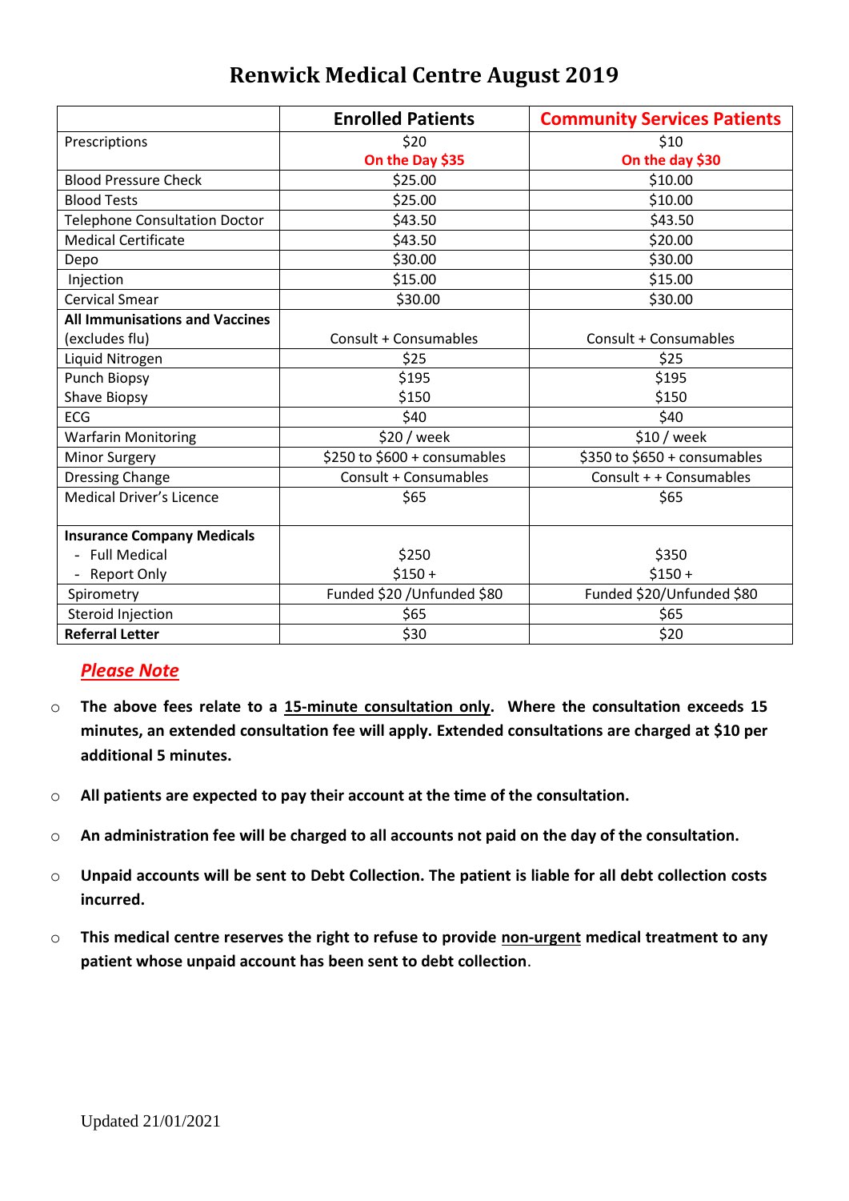# Renwick Medical Centre August 2019

| | Enrolled Patients | Community Services Patients |
|---|---|---|
| Prescriptions | $20<br>**On the Day $35** | $10<br>**On the day $30** |
| Blood Pressure Check | $25.00 | $10.00 |
| Blood Tests | $25.00 | $10.00 |
| Telephone Consultation Doctor | $43.50 | $43.50 |
| Medical Certificate | $43.50 | $20.00 |
| Depo | $30.00 | $30.00 |
| Injection | $15.00 | $15.00 |
| Cervical Smear | $30.00 | $30.00 |
| **All Immunisations and Vaccines** (excludes flu) | Consult + Consumables | Consult + Consumables |
| Liquid Nitrogen | $25 | $25 |
| Punch Biopsy<br>Shave Biopsy | $195<br>$150 | $195<br>$150 |
| ECG | $40 | $40 |
| Warfarin Monitoring | $20 / week | $10 / week |
| Minor Surgery | $250 to $600 + consumables | $350 to $650 + consumables |
| Dressing Change | Consult + Consumables | Consult + + Consumables |
| Medical Driver's Licence | $65 | $65 |
| **Insurance Company Medicals**<br>- Full Medical<br>- Report Only | <br>$250<br>$150 + | <br>$350<br>$150 + |
| Spirometry | Funded $20 /Unfunded $80 | Funded $20/Unfunded $80 |
| Steroid Injection | $65 | $65 |
| **Referral Letter** | $30 | $20 |

***Please Note***

- **The above fees relate to a 15-minute consultation only. Where the consultation exceeds 15 minutes, an extended consultation fee will apply. Extended consultations are charged at $10 per additional 5 minutes.**
- **All patients are expected to pay their account at the time of the consultation.**
- **An administration fee will be charged to all accounts not paid on the day of the consultation.**
- **Unpaid accounts will be sent to Debt Collection. The patient is liable for all debt collection costs incurred.**
- **This medical centre reserves the right to refuse to provide non-urgent medical treatment to any patient whose unpaid account has been sent to debt collection.**

Updated 21/01/2021